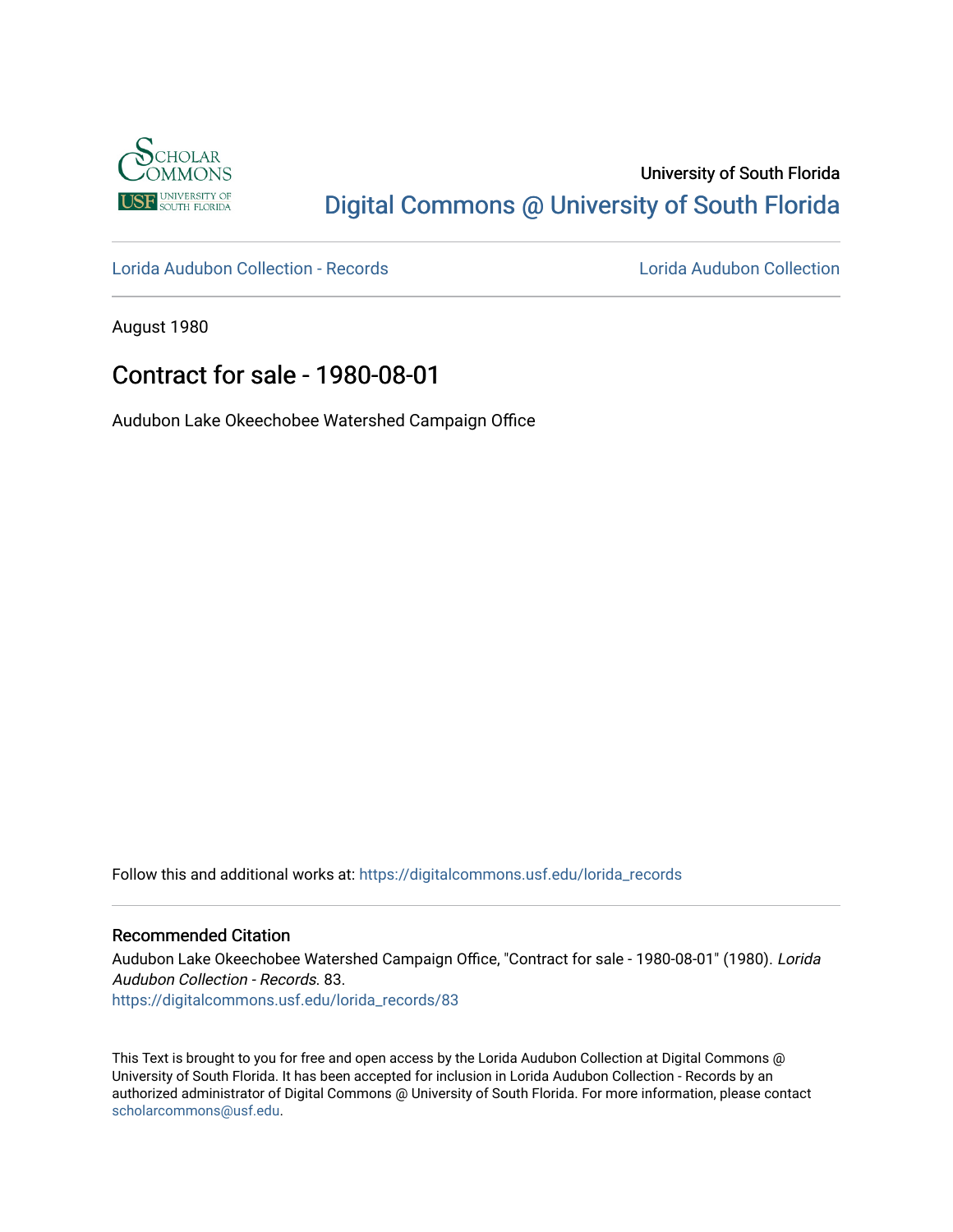University of South Florida

Digital Commons @ University of South Florida

Lorida Audubon Collection - Records

Lorida Audubon Collection

August 1980

# Contract for sale - 1980-08-01

Audubon Lake Okeechobee Watershed Campaign Office

Follow this and additional works at: https://digitalcommons.usf.edu/lorida_records

## Recommended Citation

Audubon Lake Okeechobee Watershed Campaign Office, "Contract for sale - 1980-08-01" (1980). *Lorida Audubon Collection - Records*. 83.
https://digitalcommons.usf.edu/lorida_records/83

This Text is brought to you for free and open access by the Lorida Audubon Collection at Digital Commons @ University of South Florida. It has been accepted for inclusion in Lorida Audubon Collection - Records by an authorized administrator of Digital Commons @ University of South Florida. For more information, please contact scholarcommons@usf.edu.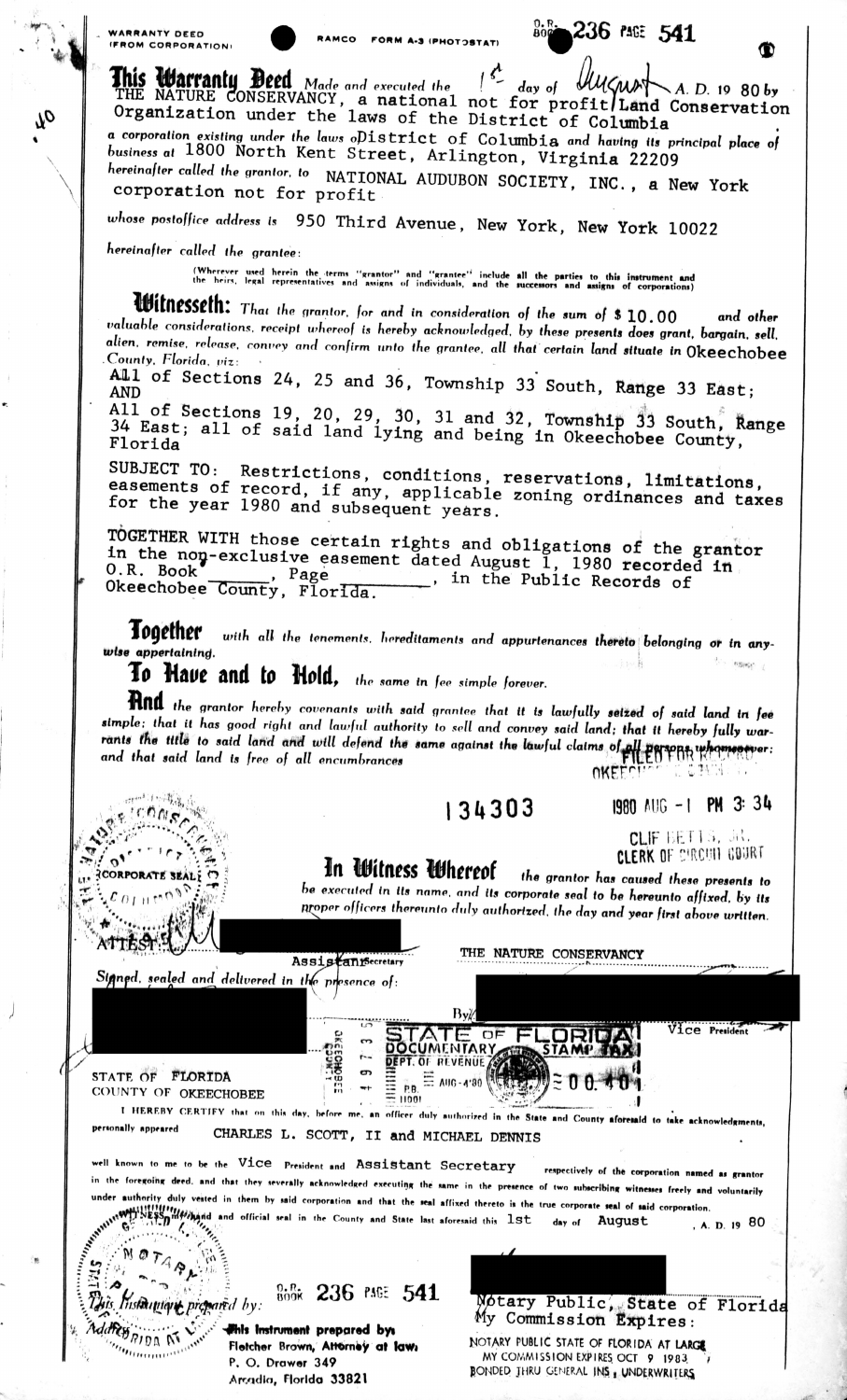WARRANTY DEED (FROM CORPORATION) RAMCO FORM A-3 (PHOTOSTAT)

O.R. BOOK 236 PAGE 541

**This Warranty Deed** *Made and executed the* 1st *day of* August *A. D. 19* 80 *by* THE NATURE CONSERVANCY, a national not for profit Land Conservation Organization under the laws of the District of Columbia *a corporation existing under the laws of* District of Columbia *and having its principal place of business at* 1800 North Kent Street, Arlington, Virginia 22209 *hereinafter called the grantor, to* NATIONAL AUDUBON SOCIETY, INC., a New York corporation not for profit

*whose postoffice address is* 950 Third Avenue, New York, New York 10022

*hereinafter called the grantee:*

(Wherever used herein the terms "grantor" and "grantee" include all the parties to this instrument and the heirs, legal representatives and assigns of individuals, and the successors and assigns of corporations)

**Witnesseth:** *That the grantor, for and in consideration of the sum of $* 10.00 *and other valuable considerations, receipt whereof is hereby acknowledged, by these presents does grant, bargain, sell, alien, remise, release, convey and confirm unto the grantee, all that certain land situate in* Okeechobee *County, Florida, viz:*

All of Sections 24, 25 and 36, Township 33 South, Range 33 East; AND

All of Sections 19, 20, 29, 30, 31 and 32, Township 33 South, Range 34 East; all of said land lying and being in Okeechobee County, Florida

SUBJECT TO: Restrictions, conditions, reservations, limitations, easements of record, if any, applicable zoning ordinances and taxes for the year 1980 and subsequent years.

TOGETHER WITH those certain rights and obligations of the grantor in the non-exclusive easement dated August 1, 1980 recorded in O.R. Book______, Page ________, in the Public Records of Okeechobee County, Florida.

**Together** *with all the tenements, hereditaments and appurtenances thereto belonging or in anywise appertaining.*

**To Have and to Hold,** *the same in fee simple forever.*

**And** *the grantor hereby covenants with said grantee that it is lawfully seized of said land in fee simple; that it has good right and lawful authority to sell and convey said land; that it hereby fully warrants the title to said land and will defend the same against the lawful claims of all persons whomsoever; and that said land is free of all encumbrances*

FILED FOR RECORD OKEECHOBEE

134303

1980 AUG -1 PM 3:34

CLIF BETTS, JR. CLERK OF CIRCUIT COURT

**In Witness Whereof** *the grantor has caused these presents to be executed in its name, and its corporate seal to be hereunto affixed, by its proper officers thereunto duly authorized, the day and year first above written.*

(CORPORATE SEAL)

ATTEST: ____________ Assistant Secretary

THE NATURE CONSERVANCY

Signed, sealed and delivered in the presence of:

By ____________ Vice President

STATE OF FLORIDA DOCUMENTARY STAMP TAX DEPT. OF REVENUE AUG-4'80 = 00.40

STATE OF FLORIDA
COUNTY OF OKEECHOBEE

I HEREBY CERTIFY that on this day, before me, an officer duly authorized in the State and County aforesaid to take acknowledgments, personally appeared CHARLES L. SCOTT, II and MICHAEL DENNIS

well known to me to be the Vice President and Assistant Secretary respectively of the corporation named as grantor in the foregoing deed, and that they severally acknowledged executing the same in the presence of two subscribing witnesses freely and voluntarily under authority duly vested in them by said corporation and that the seal affixed thereto is the true corporate seal of said corporation.

WITNESS my hand and official seal in the County and State last aforesaid this 1st day of August, A. D. 19 80

This Instrument prepared by:
Address

O.R. BOOK 236 PAGE 541

**This instrument prepared by:**
Fletcher Brown, Attorney at law
P. O. Drawer 349
Arcadia, Florida 33821

Notary Public, State of Florida
My Commission Expires:

NOTARY PUBLIC STATE OF FLORIDA AT LARGE
MY COMMISSION EXPIRES OCT 9 1983
BONDED THRU GENERAL INS. UNDERWRITERS